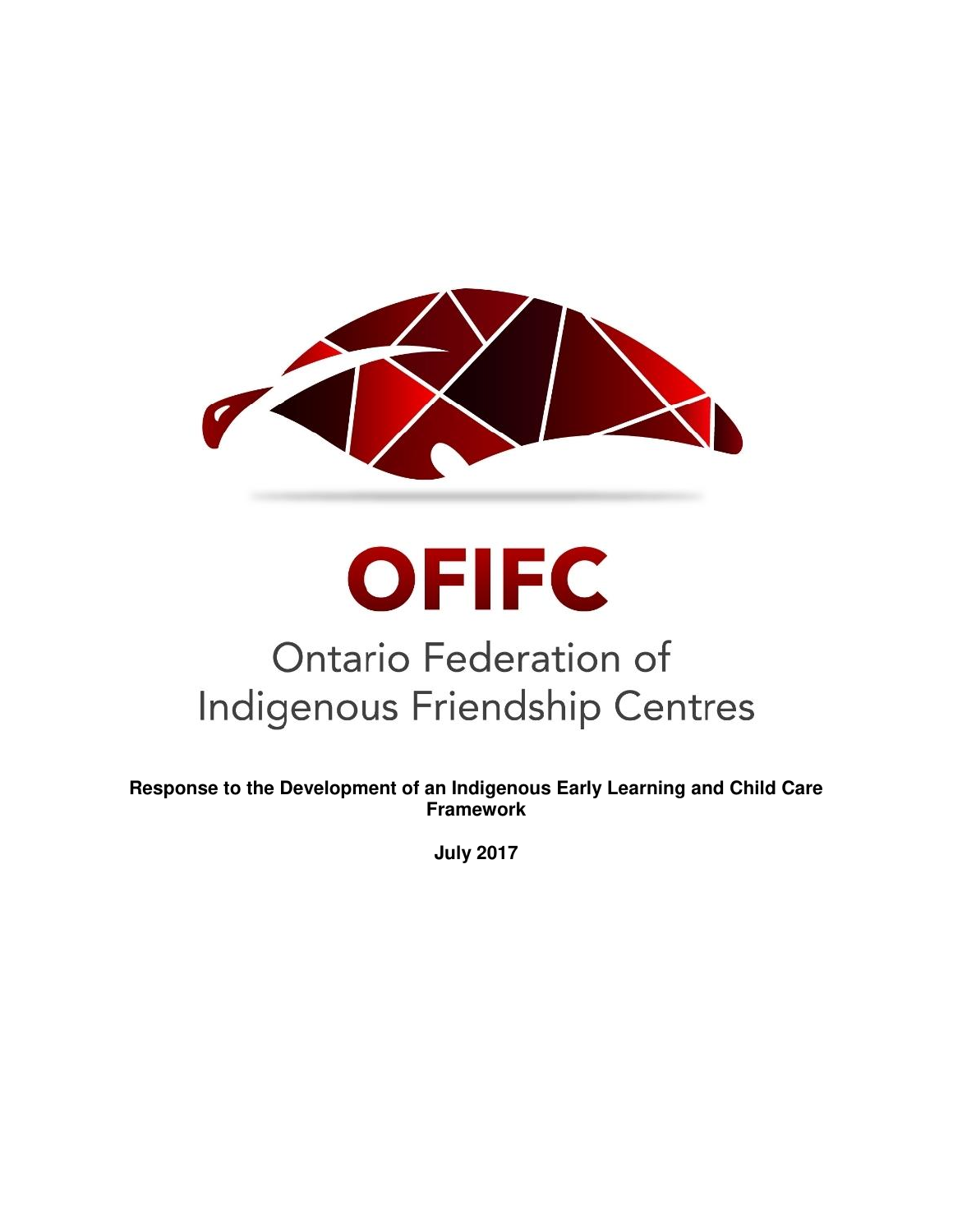# OFIFC

## Ontario Federation of Indigenous Friendship Centres

**Response to the Development of an Indigenous Early Learning and Child Care Framework**

**July 2017**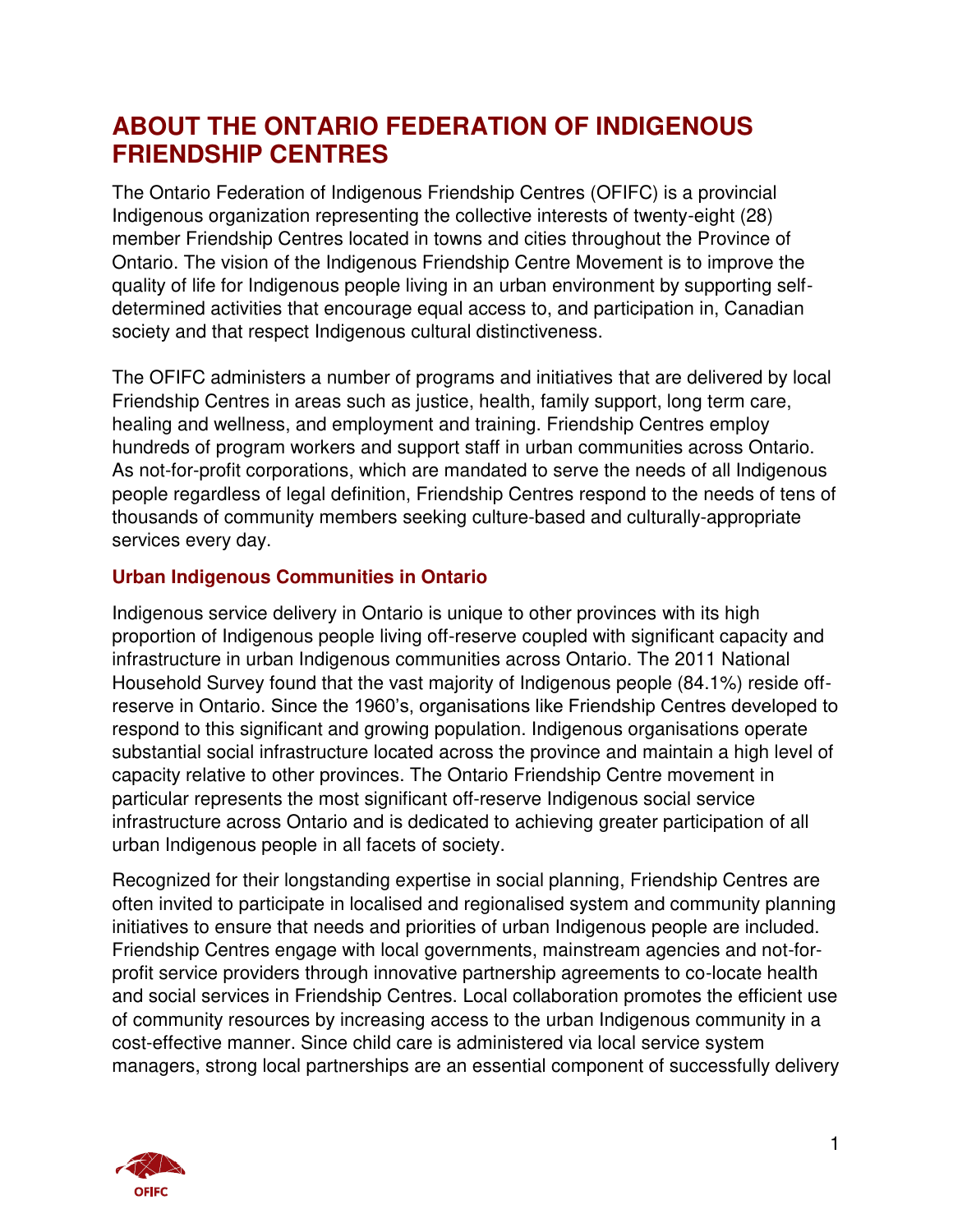# ABOUT THE ONTARIO FEDERATION OF INDIGENOUS FRIENDSHIP CENTRES

The Ontario Federation of Indigenous Friendship Centres (OFIFC) is a provincial Indigenous organization representing the collective interests of twenty-eight (28) member Friendship Centres located in towns and cities throughout the Province of Ontario. The vision of the Indigenous Friendship Centre Movement is to improve the quality of life for Indigenous people living in an urban environment by supporting self-determined activities that encourage equal access to, and participation in, Canadian society and that respect Indigenous cultural distinctiveness.

The OFIFC administers a number of programs and initiatives that are delivered by local Friendship Centres in areas such as justice, health, family support, long term care, healing and wellness, and employment and training. Friendship Centres employ hundreds of program workers and support staff in urban communities across Ontario. As not-for-profit corporations, which are mandated to serve the needs of all Indigenous people regardless of legal definition, Friendship Centres respond to the needs of tens of thousands of community members seeking culture-based and culturally-appropriate services every day.

### Urban Indigenous Communities in Ontario

Indigenous service delivery in Ontario is unique to other provinces with its high proportion of Indigenous people living off-reserve coupled with significant capacity and infrastructure in urban Indigenous communities across Ontario. The 2011 National Household Survey found that the vast majority of Indigenous people (84.1%) reside off-reserve in Ontario. Since the 1960's, organisations like Friendship Centres developed to respond to this significant and growing population. Indigenous organisations operate substantial social infrastructure located across the province and maintain a high level of capacity relative to other provinces. The Ontario Friendship Centre movement in particular represents the most significant off-reserve Indigenous social service infrastructure across Ontario and is dedicated to achieving greater participation of all urban Indigenous people in all facets of society.

Recognized for their longstanding expertise in social planning, Friendship Centres are often invited to participate in localised and regionalised system and community planning initiatives to ensure that needs and priorities of urban Indigenous people are included. Friendship Centres engage with local governments, mainstream agencies and not-for-profit service providers through innovative partnership agreements to co-locate health and social services in Friendship Centres. Local collaboration promotes the efficient use of community resources by increasing access to the urban Indigenous community in a cost-effective manner. Since child care is administered via local service system managers, strong local partnerships are an essential component of successfully delivery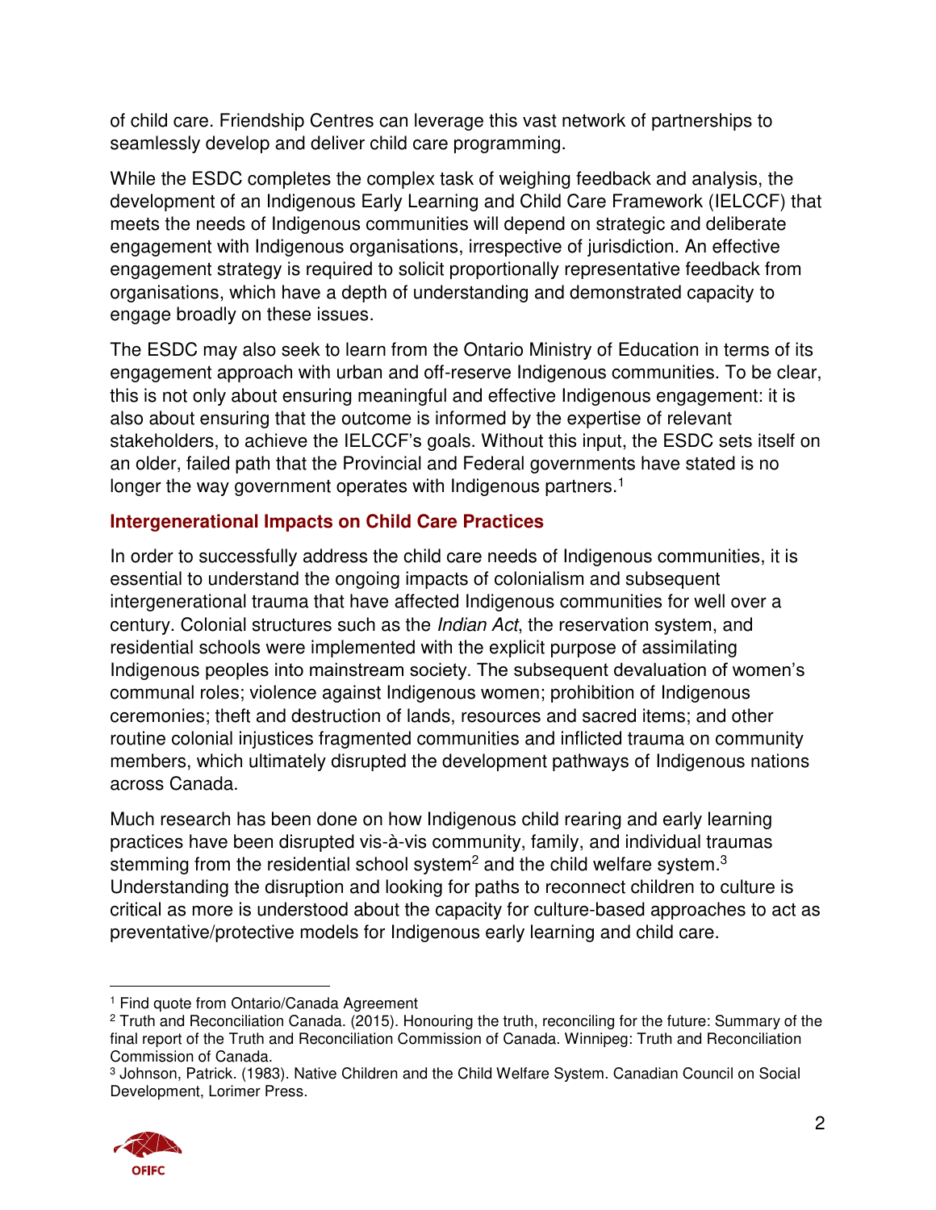of child care. Friendship Centres can leverage this vast network of partnerships to seamlessly develop and deliver child care programming.

While the ESDC completes the complex task of weighing feedback and analysis, the development of an Indigenous Early Learning and Child Care Framework (IELCCF) that meets the needs of Indigenous communities will depend on strategic and deliberate engagement with Indigenous organisations, irrespective of jurisdiction. An effective engagement strategy is required to solicit proportionally representative feedback from organisations, which have a depth of understanding and demonstrated capacity to engage broadly on these issues.

The ESDC may also seek to learn from the Ontario Ministry of Education in terms of its engagement approach with urban and off-reserve Indigenous communities. To be clear, this is not only about ensuring meaningful and effective Indigenous engagement: it is also about ensuring that the outcome is informed by the expertise of relevant stakeholders, to achieve the IELCCF's goals. Without this input, the ESDC sets itself on an older, failed path that the Provincial and Federal governments have stated is no longer the way government operates with Indigenous partners.[1]

## Intergenerational Impacts on Child Care Practices

In order to successfully address the child care needs of Indigenous communities, it is essential to understand the ongoing impacts of colonialism and subsequent intergenerational trauma that have affected Indigenous communities for well over a century. Colonial structures such as the *Indian Act*, the reservation system, and residential schools were implemented with the explicit purpose of assimilating Indigenous peoples into mainstream society. The subsequent devaluation of women's communal roles; violence against Indigenous women; prohibition of Indigenous ceremonies; theft and destruction of lands, resources and sacred items; and other routine colonial injustices fragmented communities and inflicted trauma on community members, which ultimately disrupted the development pathways of Indigenous nations across Canada.

Much research has been done on how Indigenous child rearing and early learning practices have been disrupted vis-à-vis community, family, and individual traumas stemming from the residential school system[2] and the child welfare system.[3] Understanding the disruption and looking for paths to reconnect children to culture is critical as more is understood about the capacity for culture-based approaches to act as preventative/protective models for Indigenous early learning and child care.

---

[1] Find quote from Ontario/Canada Agreement

[2] Truth and Reconciliation Canada. (2015). Honouring the truth, reconciling for the future: Summary of the final report of the Truth and Reconciliation Commission of Canada. Winnipeg: Truth and Reconciliation Commission of Canada.

[3] Johnson, Patrick. (1983). Native Children and the Child Welfare System. Canadian Council on Social Development, Lorimer Press.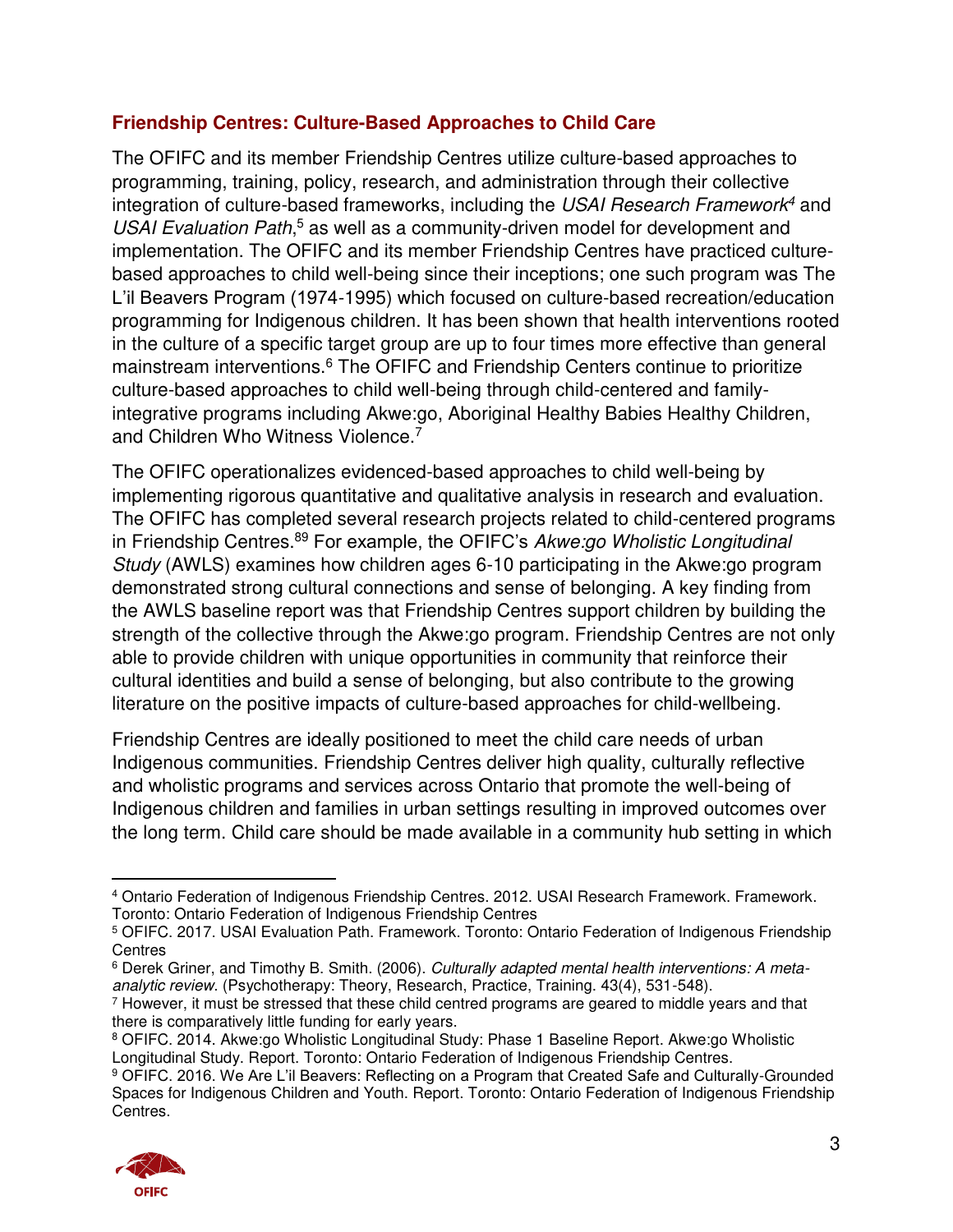### Friendship Centres: Culture-Based Approaches to Child Care

The OFIFC and its member Friendship Centres utilize culture-based approaches to programming, training, policy, research, and administration through their collective integration of culture-based frameworks, including the *USAI Research Framework*[4] and *USAI Evaluation Path*,[5] as well as a community-driven model for development and implementation. The OFIFC and its member Friendship Centres have practiced culture-based approaches to child well-being since their inceptions; one such program was The L'il Beavers Program (1974-1995) which focused on culture-based recreation/education programming for Indigenous children. It has been shown that health interventions rooted in the culture of a specific target group are up to four times more effective than general mainstream interventions.[6] The OFIFC and Friendship Centers continue to prioritize culture-based approaches to child well-being through child-centered and family-integrative programs including Akwe:go, Aboriginal Healthy Babies Healthy Children, and Children Who Witness Violence.[7]

The OFIFC operationalizes evidenced-based approaches to child well-being by implementing rigorous quantitative and qualitative analysis in research and evaluation. The OFIFC has completed several research projects related to child-centered programs in Friendship Centres.[8][9] For example, the OFIFC's *Akwe:go Wholistic Longitudinal Study* (AWLS) examines how children ages 6-10 participating in the Akwe:go program demonstrated strong cultural connections and sense of belonging. A key finding from the AWLS baseline report was that Friendship Centres support children by building the strength of the collective through the Akwe:go program. Friendship Centres are not only able to provide children with unique opportunities in community that reinforce their cultural identities and build a sense of belonging, but also contribute to the growing literature on the positive impacts of culture-based approaches for child-wellbeing.

Friendship Centres are ideally positioned to meet the child care needs of urban Indigenous communities. Friendship Centres deliver high quality, culturally reflective and wholistic programs and services across Ontario that promote the well-being of Indigenous children and families in urban settings resulting in improved outcomes over the long term. Child care should be made available in a community hub setting in which

---

[4] Ontario Federation of Indigenous Friendship Centres. 2012. USAI Research Framework. Framework. Toronto: Ontario Federation of Indigenous Friendship Centres

[5] OFIFC. 2017. USAI Evaluation Path. Framework. Toronto: Ontario Federation of Indigenous Friendship Centres

[6] Derek Griner, and Timothy B. Smith. (2006). *Culturally adapted mental health interventions: A meta-analytic review*. (Psychotherapy: Theory, Research, Practice, Training. 43(4), 531-548).

[7] However, it must be stressed that these child centred programs are geared to middle years and that there is comparatively little funding for early years.

[8] OFIFC. 2014. Akwe:go Wholistic Longitudinal Study: Phase 1 Baseline Report. Akwe:go Wholistic Longitudinal Study. Report. Toronto: Ontario Federation of Indigenous Friendship Centres.

[9] OFIFC. 2016. We Are L'il Beavers: Reflecting on a Program that Created Safe and Culturally-Grounded Spaces for Indigenous Children and Youth. Report. Toronto: Ontario Federation of Indigenous Friendship Centres.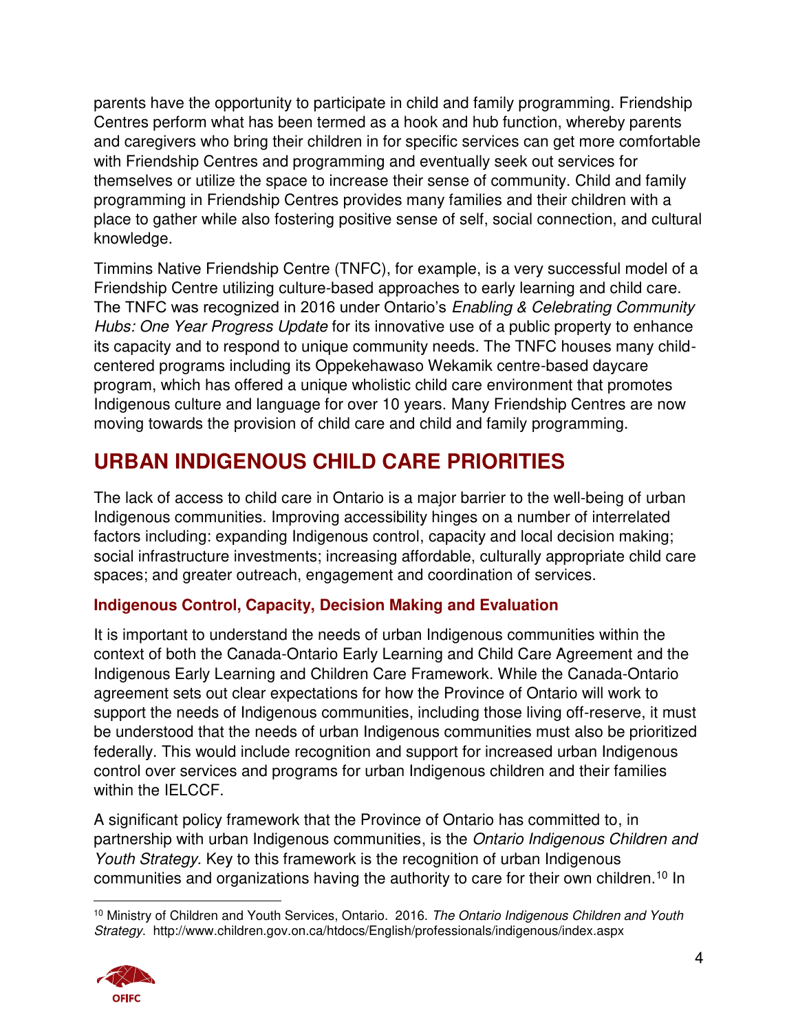parents have the opportunity to participate in child and family programming. Friendship Centres perform what has been termed as a hook and hub function, whereby parents and caregivers who bring their children in for specific services can get more comfortable with Friendship Centres and programming and eventually seek out services for themselves or utilize the space to increase their sense of community. Child and family programming in Friendship Centres provides many families and their children with a place to gather while also fostering positive sense of self, social connection, and cultural knowledge.

Timmins Native Friendship Centre (TNFC), for example, is a very successful model of a Friendship Centre utilizing culture-based approaches to early learning and child care. The TNFC was recognized in 2016 under Ontario's *Enabling & Celebrating Community Hubs: One Year Progress Update* for its innovative use of a public property to enhance its capacity and to respond to unique community needs. The TNFC houses many child-centered programs including its Oppekehawaso Wekamik centre-based daycare program, which has offered a unique wholistic child care environment that promotes Indigenous culture and language for over 10 years. Many Friendship Centres are now moving towards the provision of child care and child and family programming.

## URBAN INDIGENOUS CHILD CARE PRIORITIES

The lack of access to child care in Ontario is a major barrier to the well-being of urban Indigenous communities. Improving accessibility hinges on a number of interrelated factors including: expanding Indigenous control, capacity and local decision making; social infrastructure investments; increasing affordable, culturally appropriate child care spaces; and greater outreach, engagement and coordination of services.

### Indigenous Control, Capacity, Decision Making and Evaluation

It is important to understand the needs of urban Indigenous communities within the context of both the Canada-Ontario Early Learning and Child Care Agreement and the Indigenous Early Learning and Children Care Framework. While the Canada-Ontario agreement sets out clear expectations for how the Province of Ontario will work to support the needs of Indigenous communities, including those living off-reserve, it must be understood that the needs of urban Indigenous communities must also be prioritized federally. This would include recognition and support for increased urban Indigenous control over services and programs for urban Indigenous children and their families within the IELCCF.

A significant policy framework that the Province of Ontario has committed to, in partnership with urban Indigenous communities, is the *Ontario Indigenous Children and Youth Strategy*. Key to this framework is the recognition of urban Indigenous communities and organizations having the authority to care for their own children.[10] In

[10] Ministry of Children and Youth Services, Ontario. 2016. *The Ontario Indigenous Children and Youth Strategy*. http://www.children.gov.on.ca/htdocs/English/professionals/indigenous/index.aspx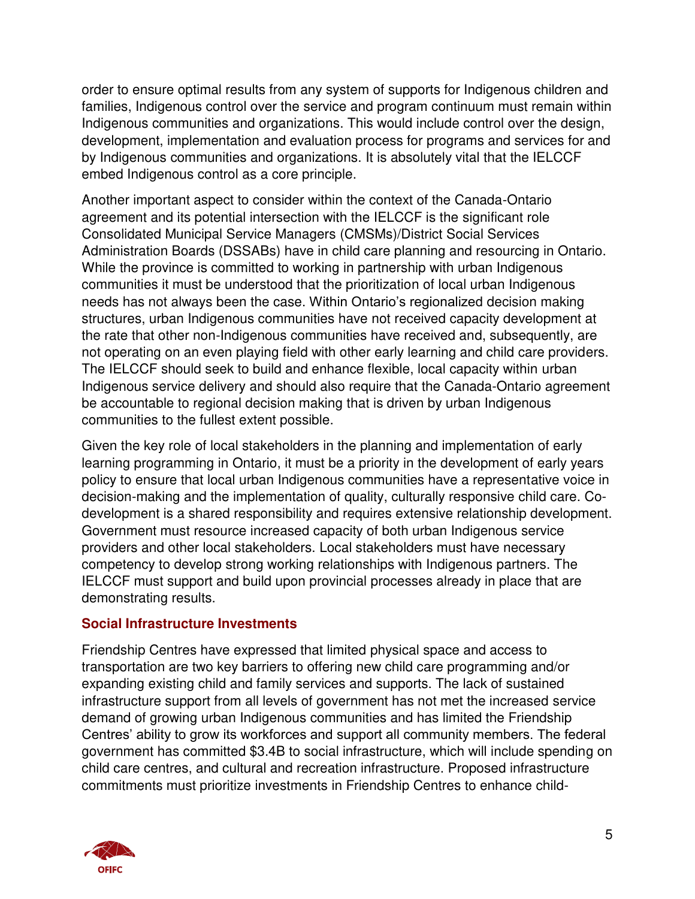order to ensure optimal results from any system of supports for Indigenous children and families, Indigenous control over the service and program continuum must remain within Indigenous communities and organizations. This would include control over the design, development, implementation and evaluation process for programs and services for and by Indigenous communities and organizations. It is absolutely vital that the IELCCF embed Indigenous control as a core principle.

Another important aspect to consider within the context of the Canada-Ontario agreement and its potential intersection with the IELCCF is the significant role Consolidated Municipal Service Managers (CMSMs)/District Social Services Administration Boards (DSSABs) have in child care planning and resourcing in Ontario. While the province is committed to working in partnership with urban Indigenous communities it must be understood that the prioritization of local urban Indigenous needs has not always been the case. Within Ontario's regionalized decision making structures, urban Indigenous communities have not received capacity development at the rate that other non-Indigenous communities have received and, subsequently, are not operating on an even playing field with other early learning and child care providers. The IELCCF should seek to build and enhance flexible, local capacity within urban Indigenous service delivery and should also require that the Canada-Ontario agreement be accountable to regional decision making that is driven by urban Indigenous communities to the fullest extent possible.

Given the key role of local stakeholders in the planning and implementation of early learning programming in Ontario, it must be a priority in the development of early years policy to ensure that local urban Indigenous communities have a representative voice in decision-making and the implementation of quality, culturally responsive child care. Co-development is a shared responsibility and requires extensive relationship development. Government must resource increased capacity of both urban Indigenous service providers and other local stakeholders. Local stakeholders must have necessary competency to develop strong working relationships with Indigenous partners. The IELCCF must support and build upon provincial processes already in place that are demonstrating results.

### Social Infrastructure Investments

Friendship Centres have expressed that limited physical space and access to transportation are two key barriers to offering new child care programming and/or expanding existing child and family services and supports. The lack of sustained infrastructure support from all levels of government has not met the increased service demand of growing urban Indigenous communities and has limited the Friendship Centres' ability to grow its workforces and support all community members. The federal government has committed $3.4B to social infrastructure, which will include spending on child care centres, and cultural and recreation infrastructure. Proposed infrastructure commitments must prioritize investments in Friendship Centres to enhance child-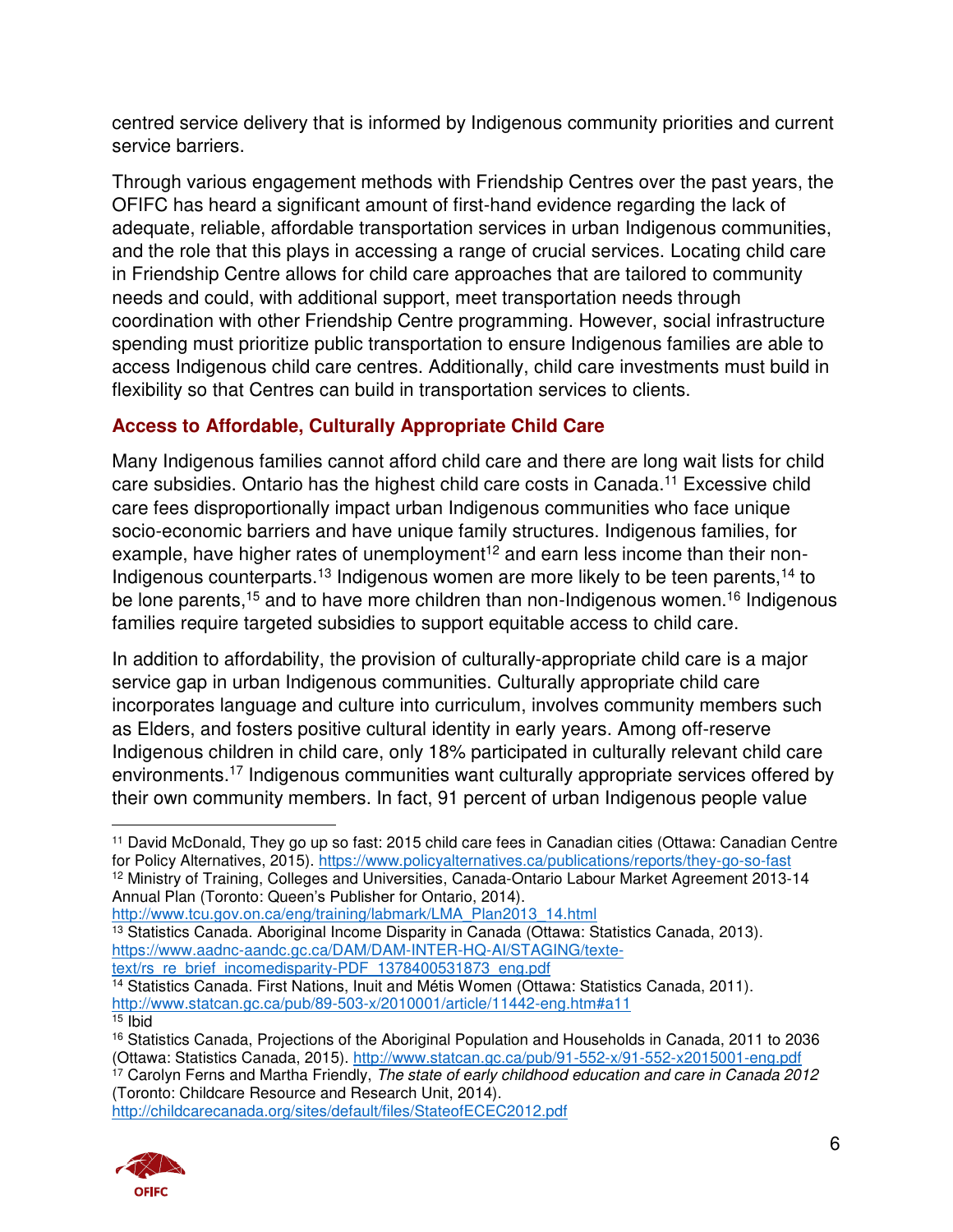centred service delivery that is informed by Indigenous community priorities and current service barriers.

Through various engagement methods with Friendship Centres over the past years, the OFIFC has heard a significant amount of first-hand evidence regarding the lack of adequate, reliable, affordable transportation services in urban Indigenous communities, and the role that this plays in accessing a range of crucial services. Locating child care in Friendship Centre allows for child care approaches that are tailored to community needs and could, with additional support, meet transportation needs through coordination with other Friendship Centre programming. However, social infrastructure spending must prioritize public transportation to ensure Indigenous families are able to access Indigenous child care centres. Additionally, child care investments must build in flexibility so that Centres can build in transportation services to clients.

### Access to Affordable, Culturally Appropriate Child Care

Many Indigenous families cannot afford child care and there are long wait lists for child care subsidies. Ontario has the highest child care costs in Canada.[11] Excessive child care fees disproportionally impact urban Indigenous communities who face unique socio-economic barriers and have unique family structures. Indigenous families, for example, have higher rates of unemployment[12] and earn less income than their non-Indigenous counterparts.[13] Indigenous women are more likely to be teen parents,[14] to be lone parents,[15] and to have more children than non-Indigenous women.[16] Indigenous families require targeted subsidies to support equitable access to child care.

In addition to affordability, the provision of culturally-appropriate child care is a major service gap in urban Indigenous communities. Culturally appropriate child care incorporates language and culture into curriculum, involves community members such as Elders, and fosters positive cultural identity in early years. Among off-reserve Indigenous children in child care, only 18% participated in culturally relevant child care environments.[17] Indigenous communities want culturally appropriate services offered by their own community members. In fact, 91 percent of urban Indigenous people value

---

[11] David McDonald, They go up so fast: 2015 child care fees in Canadian cities (Ottawa: Canadian Centre for Policy Alternatives, 2015). https://www.policyalternatives.ca/publications/reports/they-go-so-fast

[12] Ministry of Training, Colleges and Universities, Canada-Ontario Labour Market Agreement 2013-14 Annual Plan (Toronto: Queen's Publisher for Ontario, 2014). http://www.tcu.gov.on.ca/eng/training/labmark/LMA_Plan2013_14.html

[13] Statistics Canada. Aboriginal Income Disparity in Canada (Ottawa: Statistics Canada, 2013). https://www.aadnc-aandc.gc.ca/DAM/DAM-INTER-HQ-AI/STAGING/texte-text/rs_re_brief_incomedisparity-PDF_1378400531873_eng.pdf

[14] Statistics Canada. First Nations, Inuit and Métis Women (Ottawa: Statistics Canada, 2011). http://www.statcan.gc.ca/pub/89-503-x/2010001/article/11442-eng.htm#a11

[15] Ibid

[16] Statistics Canada, Projections of the Aboriginal Population and Households in Canada, 2011 to 2036 (Ottawa: Statistics Canada, 2015). http://www.statcan.gc.ca/pub/91-552-x/91-552-x2015001-eng.pdf

[17] Carolyn Ferns and Martha Friendly, *The state of early childhood education and care in Canada 2012* (Toronto: Childcare Resource and Research Unit, 2014). http://childcarecanada.org/sites/default/files/StateofECEC2012.pdf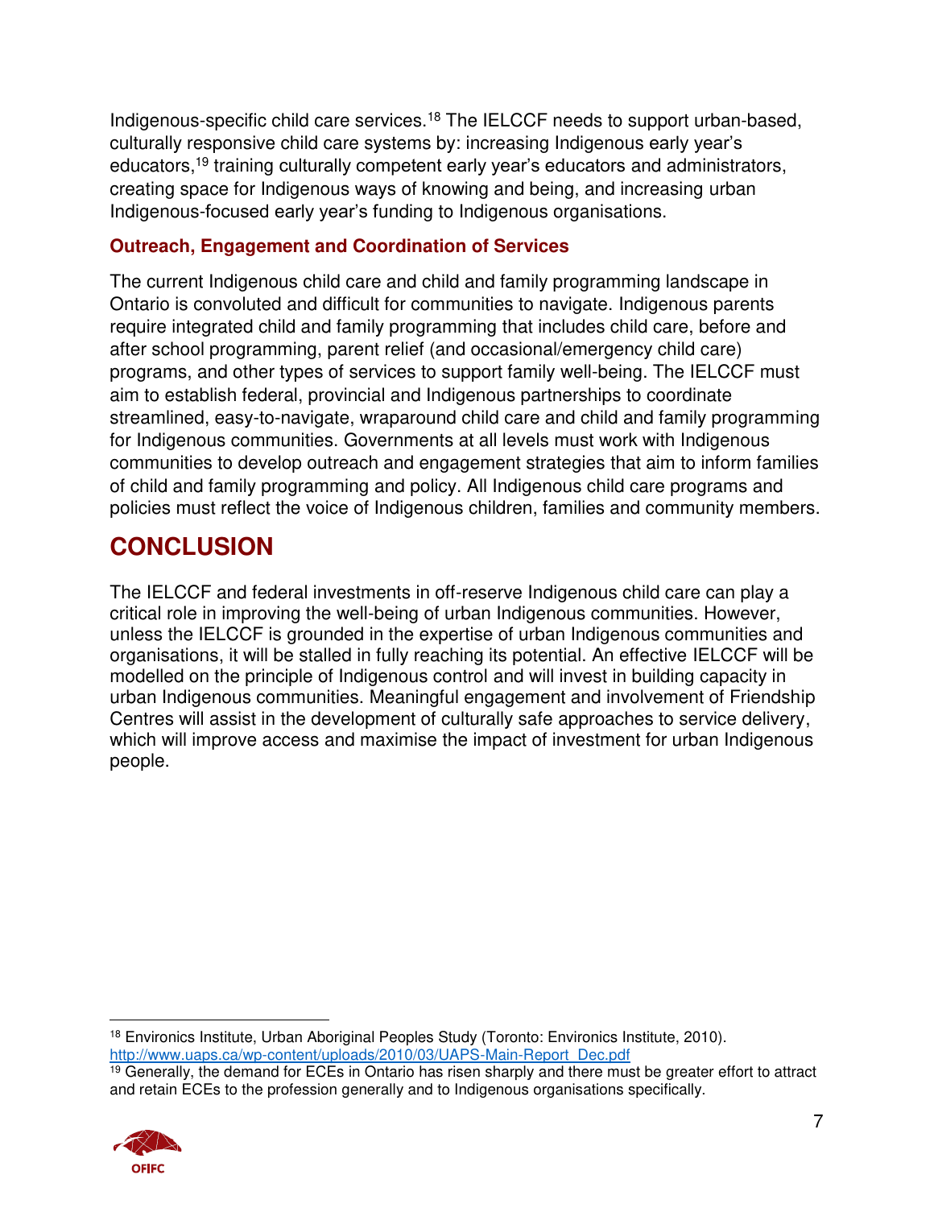Indigenous-specific child care services.[18] The IELCCF needs to support urban-based, culturally responsive child care systems by: increasing Indigenous early year's educators,[19] training culturally competent early year's educators and administrators, creating space for Indigenous ways of knowing and being, and increasing urban Indigenous-focused early year's funding to Indigenous organisations.

### Outreach, Engagement and Coordination of Services

The current Indigenous child care and child and family programming landscape in Ontario is convoluted and difficult for communities to navigate. Indigenous parents require integrated child and family programming that includes child care, before and after school programming, parent relief (and occasional/emergency child care) programs, and other types of services to support family well-being. The IELCCF must aim to establish federal, provincial and Indigenous partnerships to coordinate streamlined, easy-to-navigate, wraparound child care and child and family programming for Indigenous communities. Governments at all levels must work with Indigenous communities to develop outreach and engagement strategies that aim to inform families of child and family programming and policy. All Indigenous child care programs and policies must reflect the voice of Indigenous children, families and community members.

## CONCLUSION

The IELCCF and federal investments in off-reserve Indigenous child care can play a critical role in improving the well-being of urban Indigenous communities. However, unless the IELCCF is grounded in the expertise of urban Indigenous communities and organisations, it will be stalled in fully reaching its potential. An effective IELCCF will be modelled on the principle of Indigenous control and will invest in building capacity in urban Indigenous communities. Meaningful engagement and involvement of Friendship Centres will assist in the development of culturally safe approaches to service delivery, which will improve access and maximise the impact of investment for urban Indigenous people.

---

[18] Environics Institute, Urban Aboriginal Peoples Study (Toronto: Environics Institute, 2010). http://www.uaps.ca/wp-content/uploads/2010/03/UAPS-Main-Report_Dec.pdf

[19] Generally, the demand for ECEs in Ontario has risen sharply and there must be greater effort to attract and retain ECEs to the profession generally and to Indigenous organisations specifically.